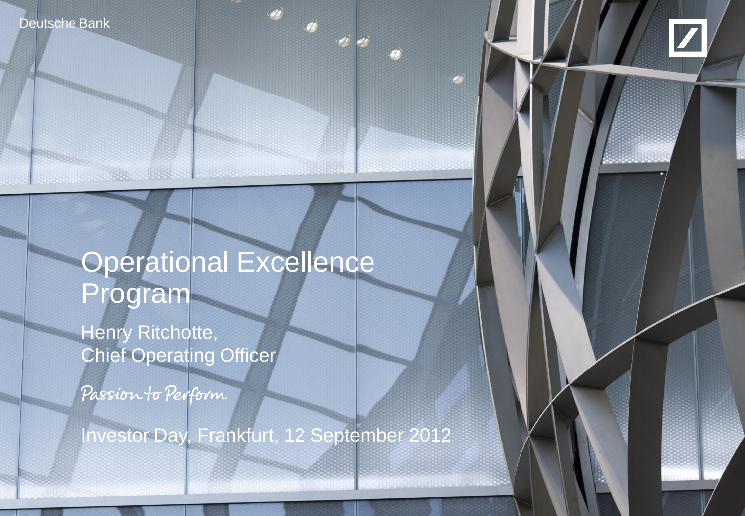Deutsche Bank

# Operational Excellence Program

Henry Ritchotte,
Chief Operating Officer

*Passion to Perform*

Investor Day, Frankfurt, 12 September 2012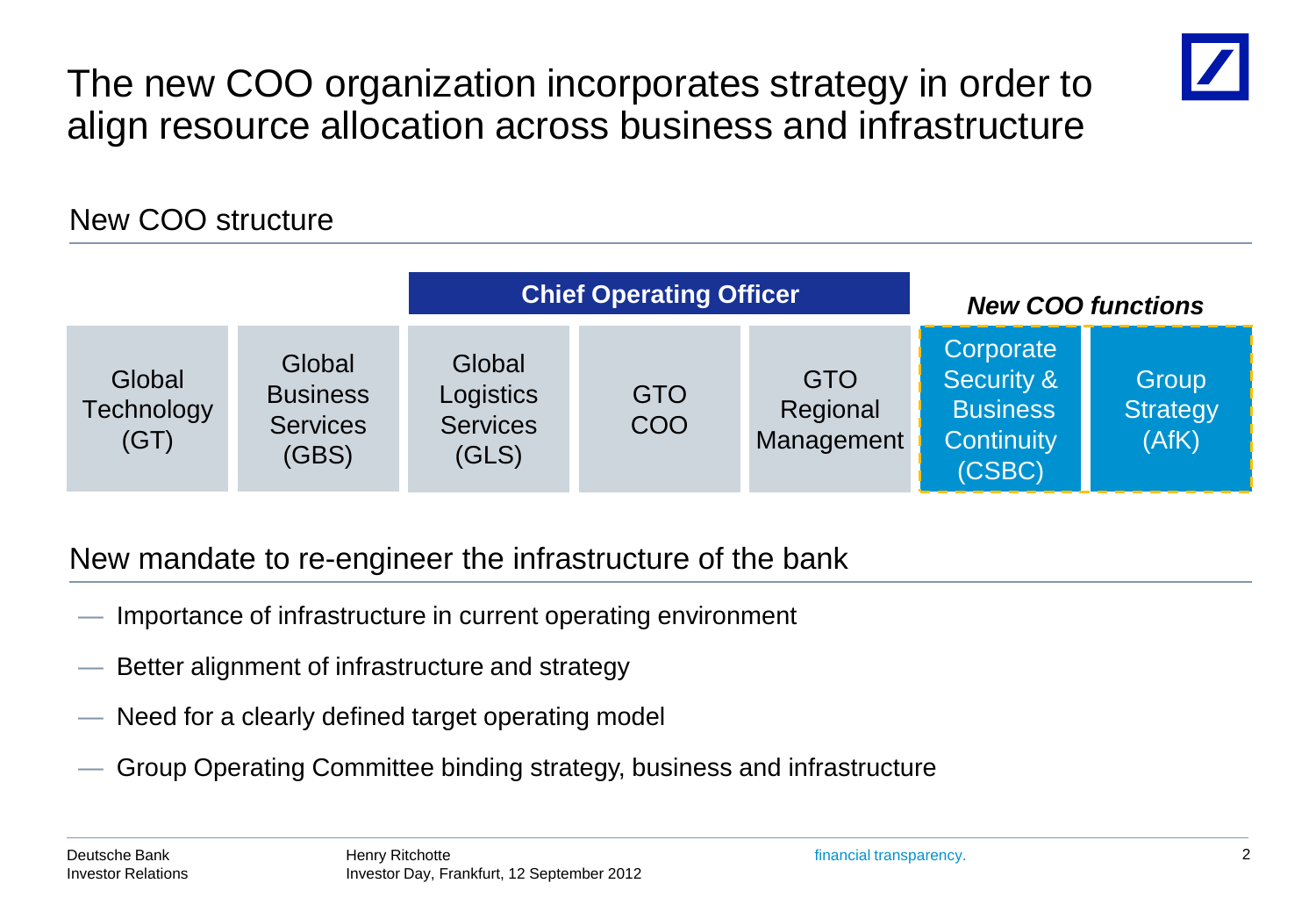# The new COO organization incorporates strategy in order to align resource allocation across business and infrastructure

## New COO structure

| | | Chief Operating Officer | | | *New COO functions* | |
|---|---|---|---|---|---|---|
| Global Technology (GT) | Global Business Services (GBS) | Global Logistics Services (GLS) | GTO COO | GTO Regional Management | Corporate Security & Business Continuity (CSBC) | Group Strategy (AfK) |

## New mandate to re-engineer the infrastructure of the bank

- Importance of infrastructure in current operating environment
- Better alignment of infrastructure and strategy
- Need for a clearly defined target operating model
- Group Operating Committee binding strategy, business and infrastructure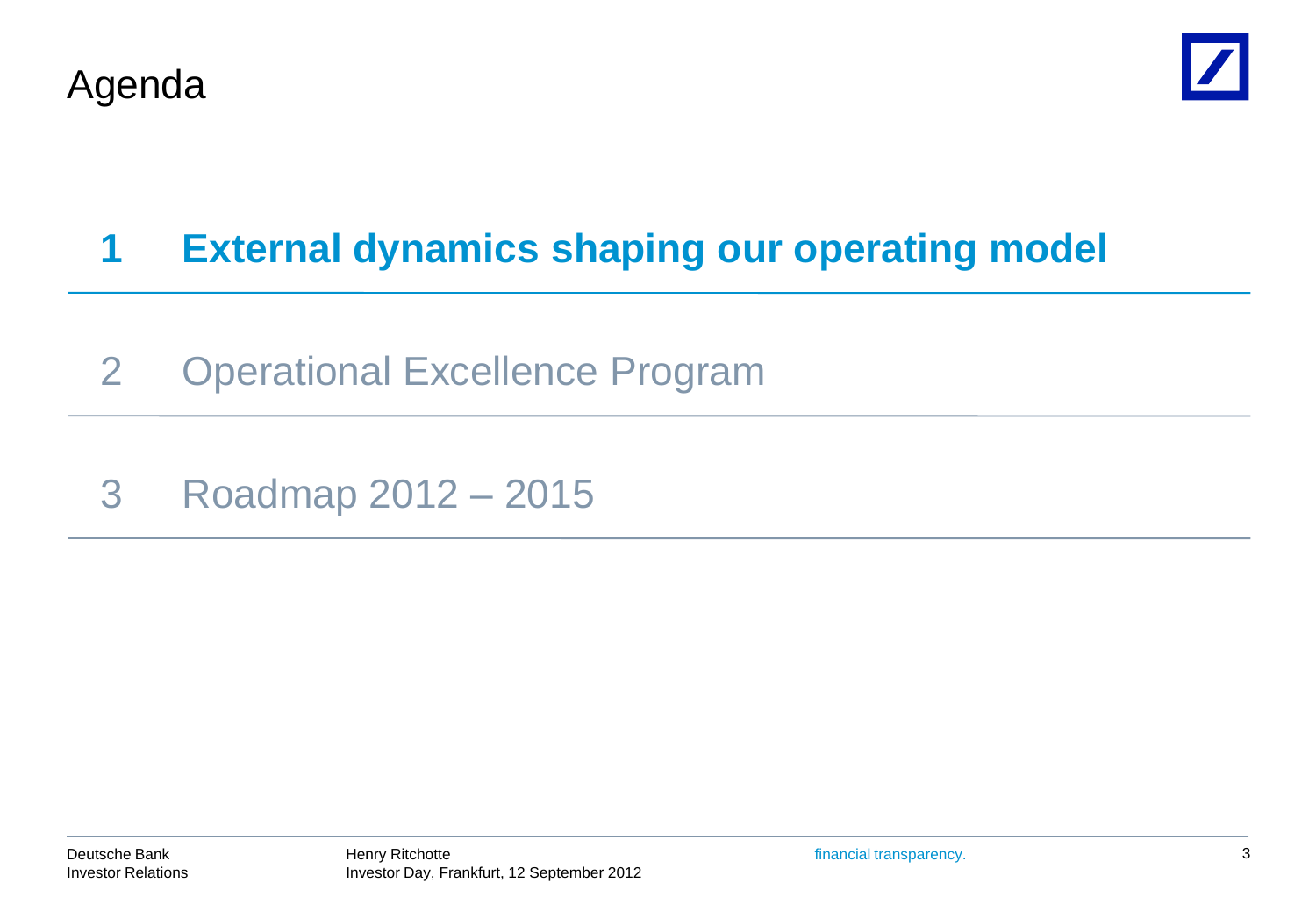# Agenda

**1 External dynamics shaping our operating model**

2 Operational Excellence Program

3 Roadmap 2012 – 2015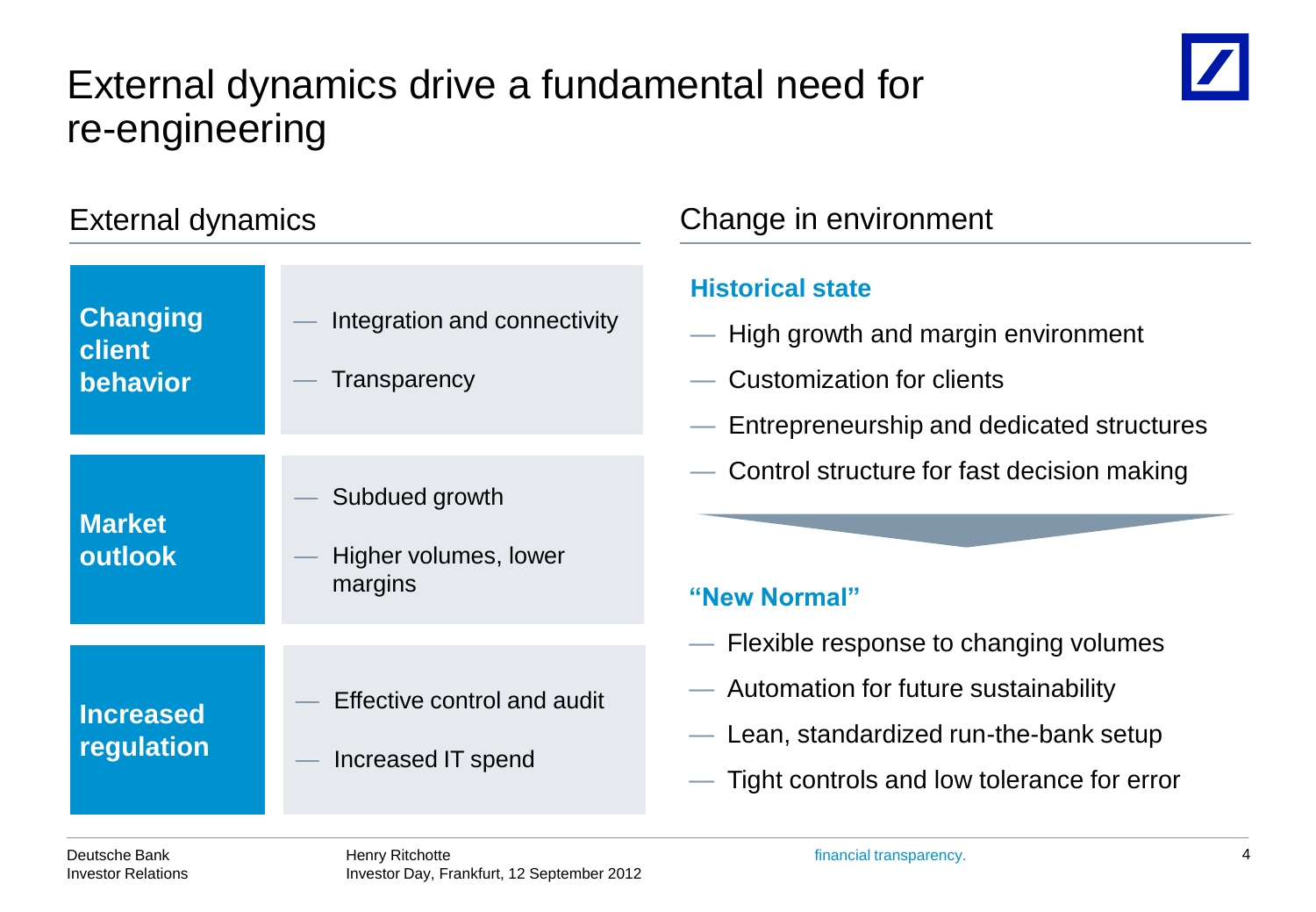# External dynamics drive a fundamental need for re-engineering

## External dynamics

| | |
|---|---|
| **Changing client behavior** | — Integration and connectivity<br>— Transparency |
| **Market outlook** | — Subdued growth<br>— Higher volumes, lower margins |
| **Increased regulation** | — Effective control and audit<br>— Increased IT spend |

## Change in environment

### Historical state

- High growth and margin environment
- Customization for clients
- Entrepreneurship and dedicated structures
- Control structure for fast decision making

### "New Normal"

- Flexible response to changing volumes
- Automation for future sustainability
- Lean, standardized run-the-bank setup
- Tight controls and low tolerance for error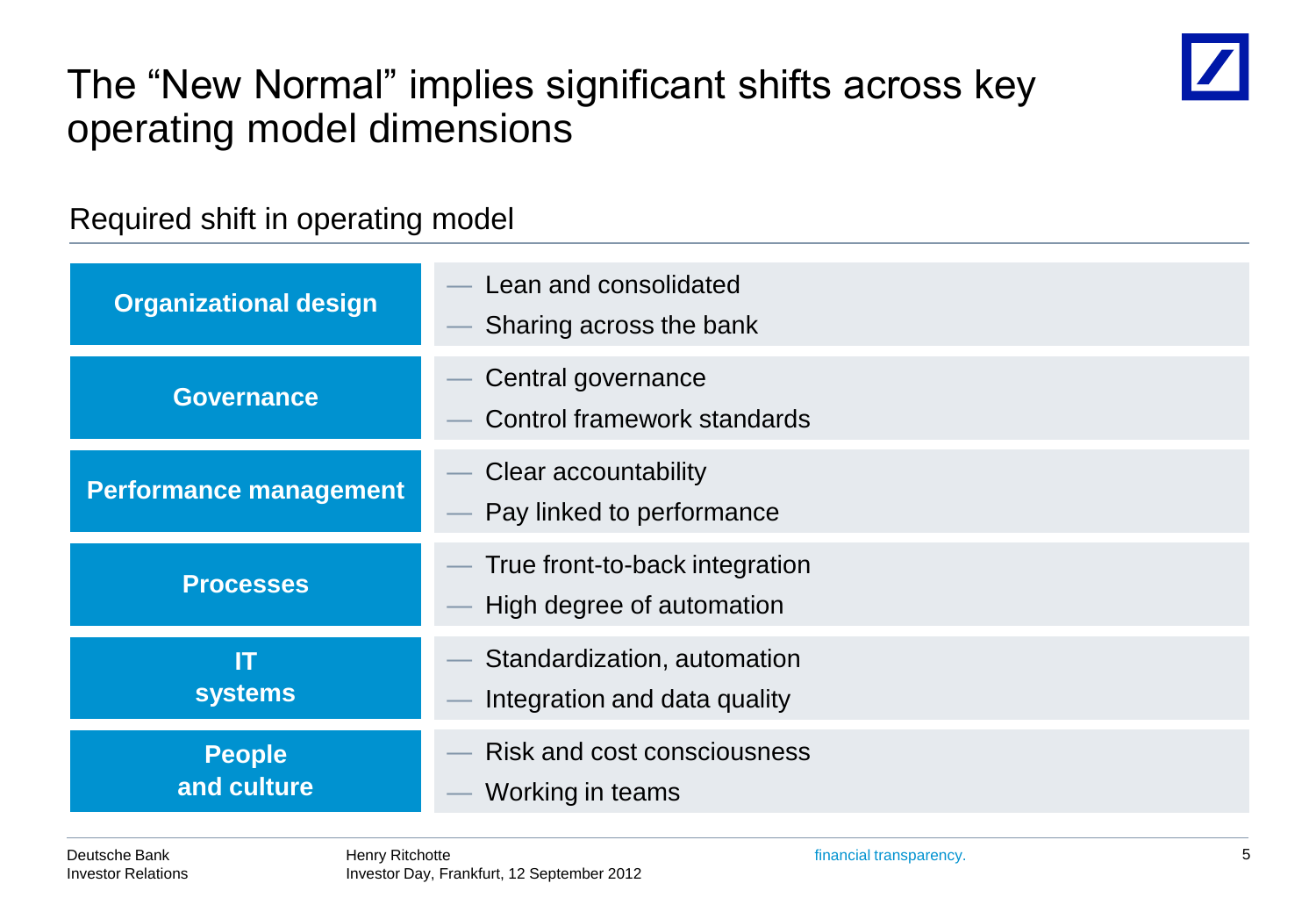# The "New Normal" implies significant shifts across key operating model dimensions

## Required shift in operating model

| Dimension | Required shift |
|---|---|
| **Organizational design** | — Lean and consolidated<br>— Sharing across the bank |
| **Governance** | — Central governance<br>— Control framework standards |
| **Performance management** | — Clear accountability<br>— Pay linked to performance |
| **Processes** | — True front-to-back integration<br>— High degree of automation |
| **IT systems** | — Standardization, automation<br>— Integration and data quality |
| **People and culture** | — Risk and cost consciousness<br>— Working in teams |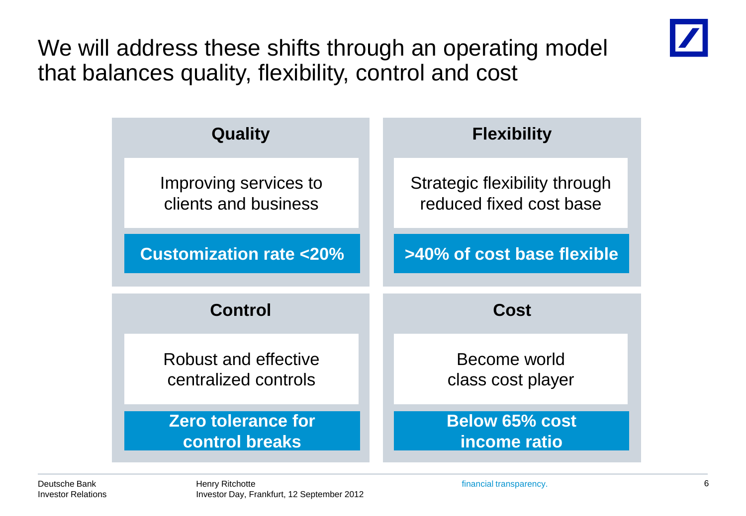# We will address these shifts through an operating model that balances quality, flexibility, control and cost

## Quality

Improving services to clients and business

**Customization rate <20%**

## Flexibility

Strategic flexibility through reduced fixed cost base

**>40% of cost base flexible**

## Control

Robust and effective centralized controls

**Zero tolerance for control breaks**

## Cost

Become world class cost player

**Below 65% cost income ratio**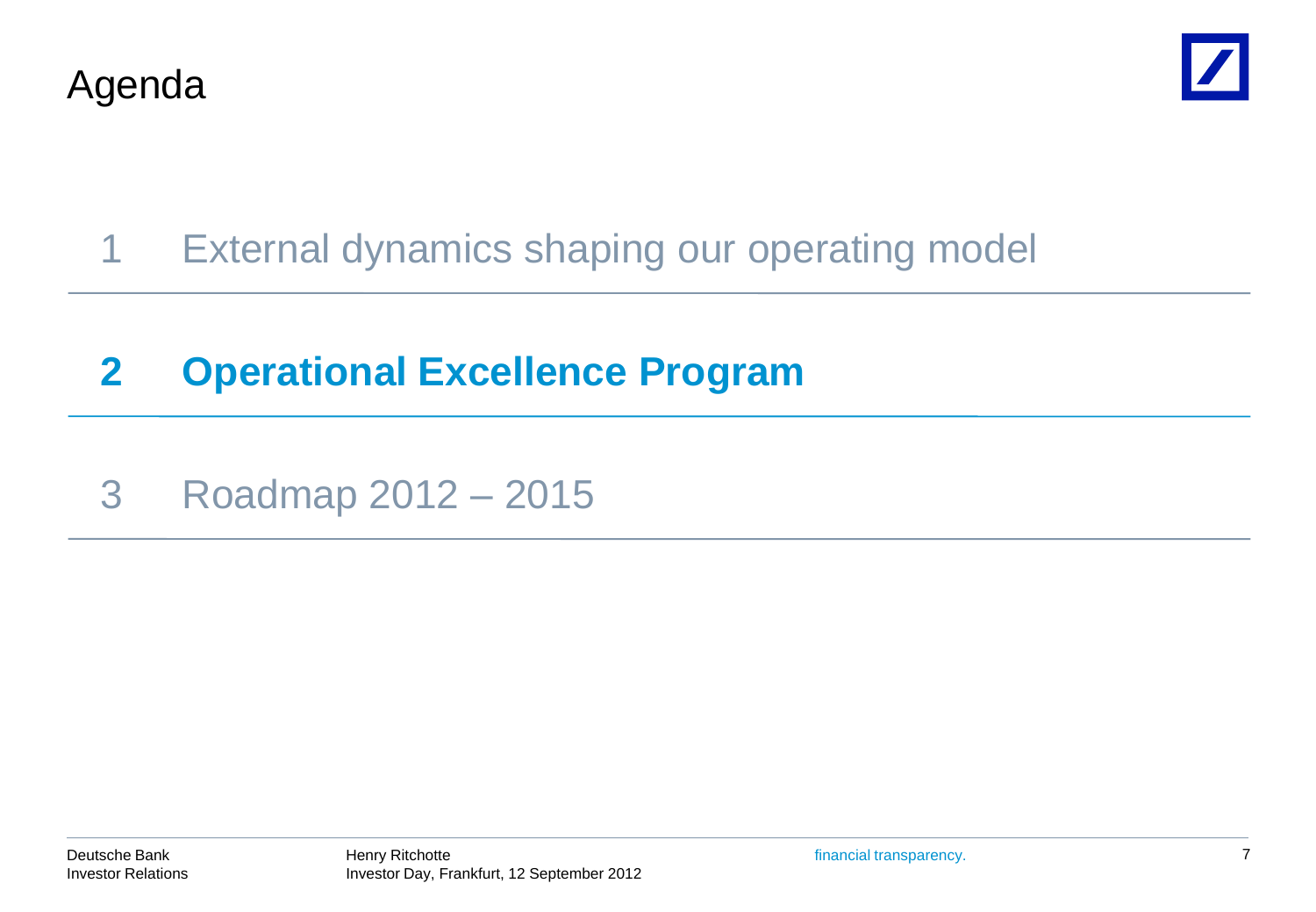# Agenda

1 External dynamics shaping our operating model

**2 Operational Excellence Program**

3 Roadmap 2012 – 2015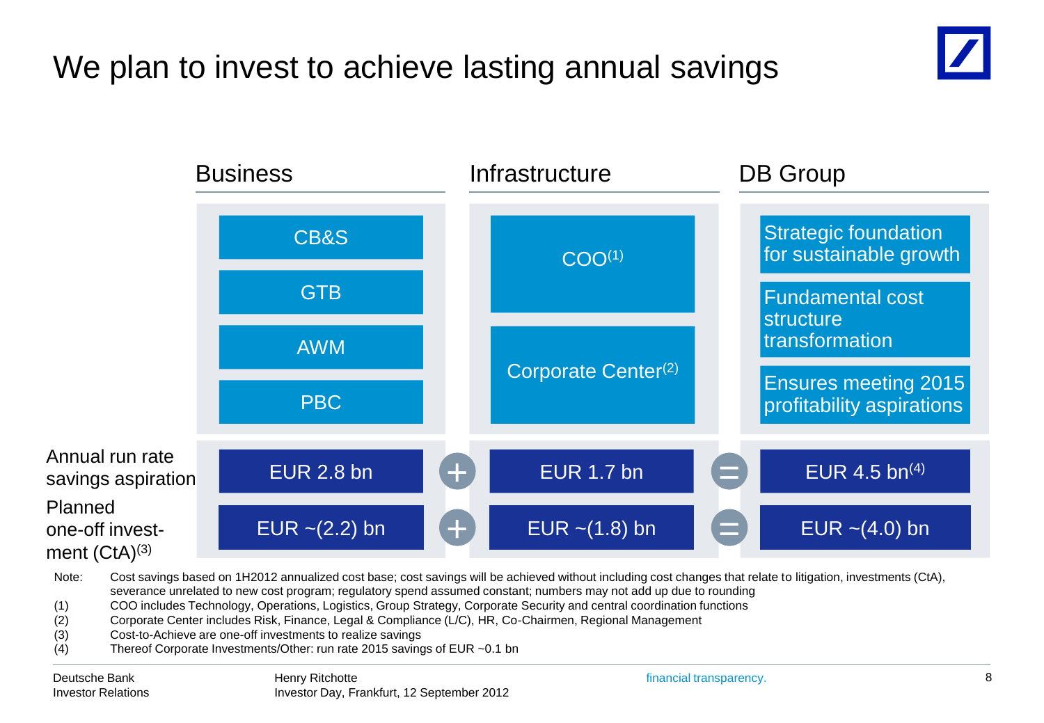# We plan to invest to achieve lasting annual savings

| | Business | | Infrastructure | | DB Group |
|---|---|---|---|---|---|
| | CB&S<br>GTB<br>AWM<br>PBC | | COO[1]<br>Corporate Center[2] | | Strategic foundation for sustainable growth<br>Fundamental cost structure transformation<br>Ensures meeting 2015 profitability aspirations |
| Annual run rate savings aspiration | EUR 2.8 bn | + | EUR 1.7 bn | = | EUR 4.5 bn[4] |
| Planned one-off investment (CtA)[3] | EUR ~(2.2) bn | + | EUR ~(1.8) bn | = | EUR ~(4.0) bn |

Note: Cost savings based on 1H2012 annualized cost base; cost savings will be achieved without including cost changes that relate to litigation, investments (CtA), severance unrelated to new cost program; regulatory spend assumed constant; numbers may not add up due to rounding

(1) COO includes Technology, Operations, Logistics, Group Strategy, Corporate Security and central coordination functions
(2) Corporate Center includes Risk, Finance, Legal & Compliance (L/C), HR, Co-Chairmen, Regional Management
(3) Cost-to-Achieve are one-off investments to realize savings
(4) Thereof Corporate Investments/Other: run rate 2015 savings of EUR ~0.1 bn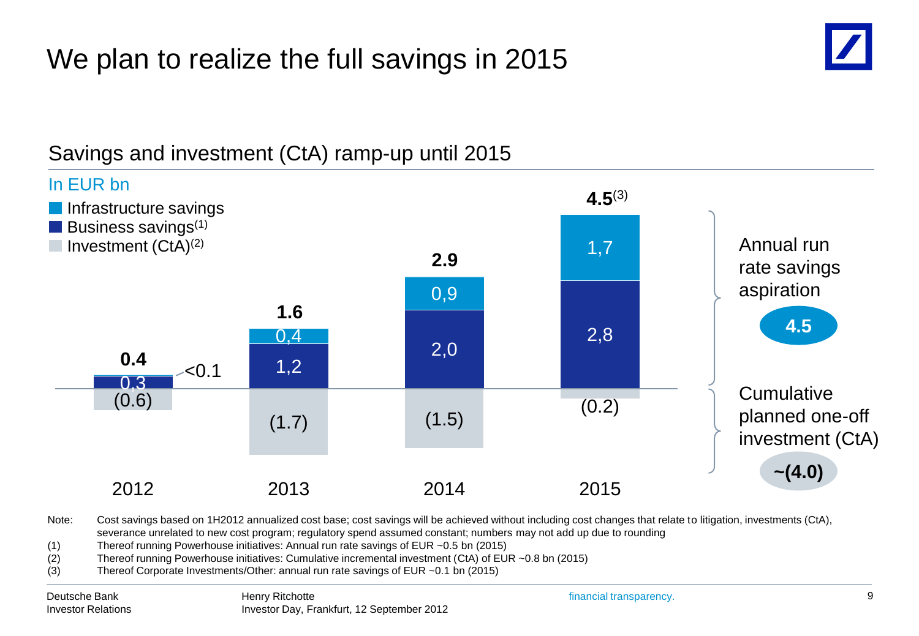# We plan to realize the full savings in 2015

## Savings and investment (CtA) ramp-up until 2015

In EUR bn

| | 2012 | 2013 | 2014 | 2015 |
|---|---|---|---|---|
| Infrastructure savings | <0.1 | 0,4 | 0,9 | 1,7 |
| Business savings[1] | 0,3 | 1,2 | 2,0 | 2,8 |
| **Total** | **0.4** | **1.6** | **2.9** | **4.5**[3] |
| Investment (CtA)[2] | (0.6) | (1.7) | (1.5) | (0.2) |

Annual run rate savings aspiration: **4.5**

Cumulative planned one-off investment (CtA): **~(4.0)**

Note: Cost savings based on 1H2012 annualized cost base; cost savings will be achieved without including cost changes that relate to litigation, investments (CtA), severance unrelated to new cost program; regulatory spend assumed constant; numbers may not add up due to rounding

(1) Thereof running Powerhouse initiatives: Annual run rate savings of EUR ~0.5 bn (2015)

(2) Thereof running Powerhouse initiatives: Cumulative incremental investment (CtA) of EUR ~0.8 bn (2015)

(3) Thereof Corporate Investments/Other: annual run rate savings of EUR ~0.1 bn (2015)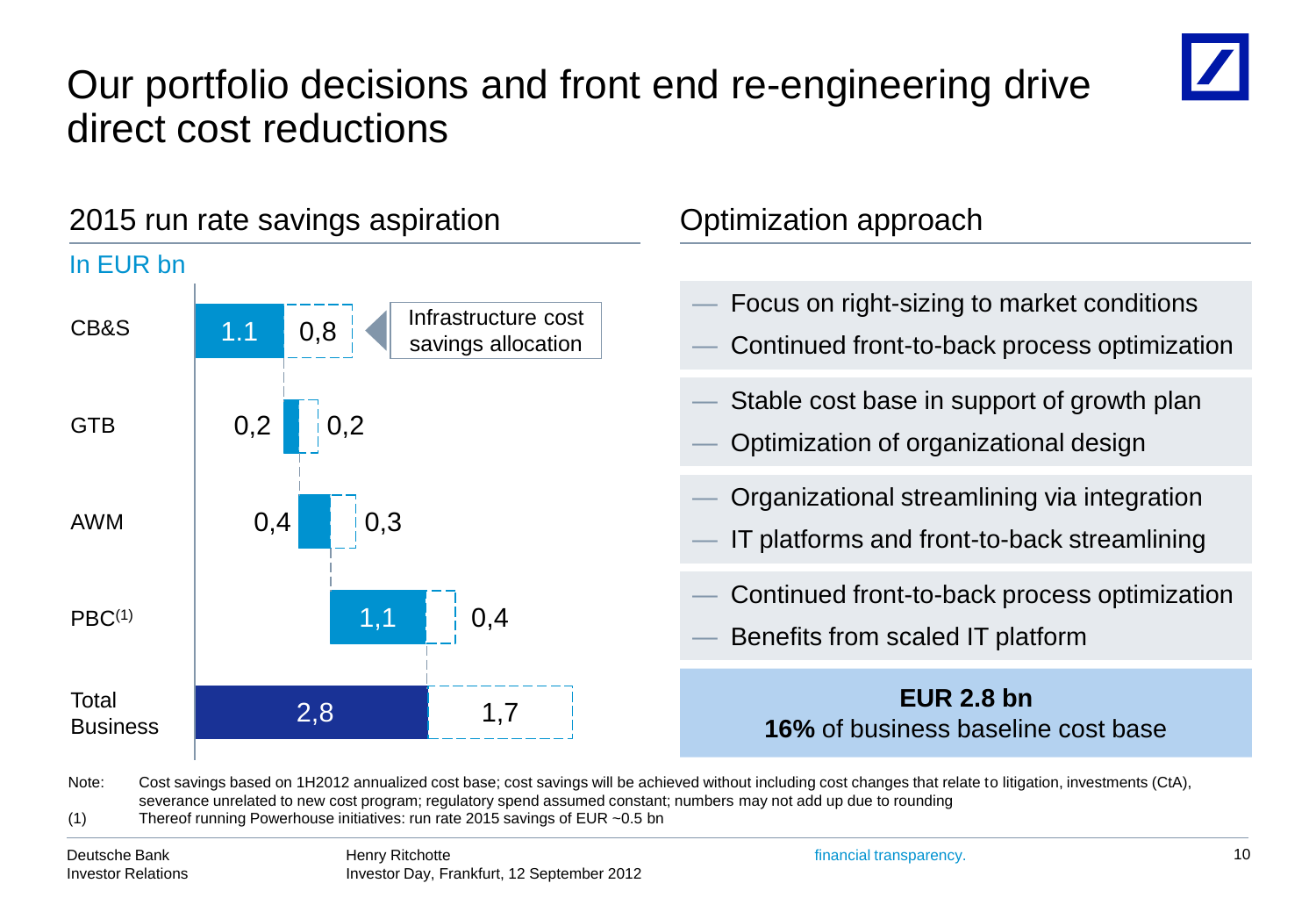# Our portfolio decisions and front end re-engineering drive direct cost reductions

## 2015 run rate savings aspiration

In EUR bn

| | Direct savings | Infrastructure cost savings allocation |
|---|---|---|
| CB&S | 1.1 | 0,8 |
| GTB | 0,2 | 0,2 |
| AWM | 0,4 | 0,3 |
| PBC(1) | 1,1 | 0,4 |
| Total Business | 2,8 | 1,7 |

## Optimization approach

- Focus on right-sizing to market conditions
- Continued front-to-back process optimization

- Stable cost base in support of growth plan
- Optimization of organizational design

- Organizational streamlining via integration
- IT platforms and front-to-back streamlining

- Continued front-to-back process optimization
- Benefits from scaled IT platform

**EUR 2.8 bn**
**16%** of business baseline cost base

Note: Cost savings based on 1H2012 annualized cost base; cost savings will be achieved without including cost changes that relate to litigation, investments (CtA), severance unrelated to new cost program; regulatory spend assumed constant; numbers may not add up due to rounding

(1) Thereof running Powerhouse initiatives: run rate 2015 savings of EUR ~0.5 bn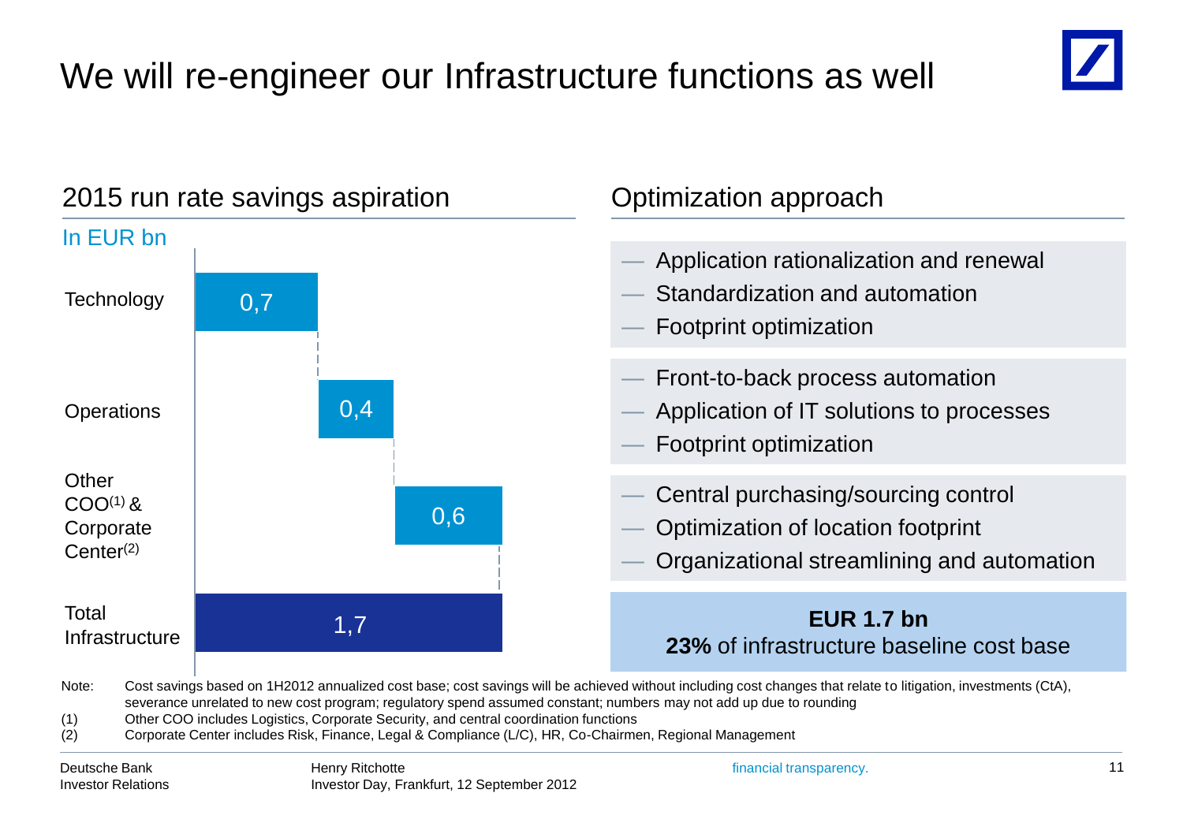# We will re-engineer our Infrastructure functions as well

## 2015 run rate savings aspiration

In EUR bn

| Function | Savings (EUR bn) | Optimization approach |
|---|---|---|
| Technology | 0,7 | — Application rationalization and renewal<br>— Standardization and automation<br>— Footprint optimization |
| Operations | 0,4 | — Front-to-back process automation<br>— Application of IT solutions to processes<br>— Footprint optimization |
| Other COO[1] & Corporate Center[2] | 0,6 | — Central purchasing/sourcing control<br>— Optimization of location footprint<br>— Organizational streamlining and automation |
| Total Infrastructure | 1,7 | **EUR 1.7 bn**<br>**23%** of infrastructure baseline cost base |

Note: Cost savings based on 1H2012 annualized cost base; cost savings will be achieved without including cost changes that relate to litigation, investments (CtA), severance unrelated to new cost program; regulatory spend assumed constant; numbers may not add up due to rounding

(1) Other COO includes Logistics, Corporate Security, and central coordination functions

(2) Corporate Center includes Risk, Finance, Legal & Compliance (L/C), HR, Co-Chairmen, Regional Management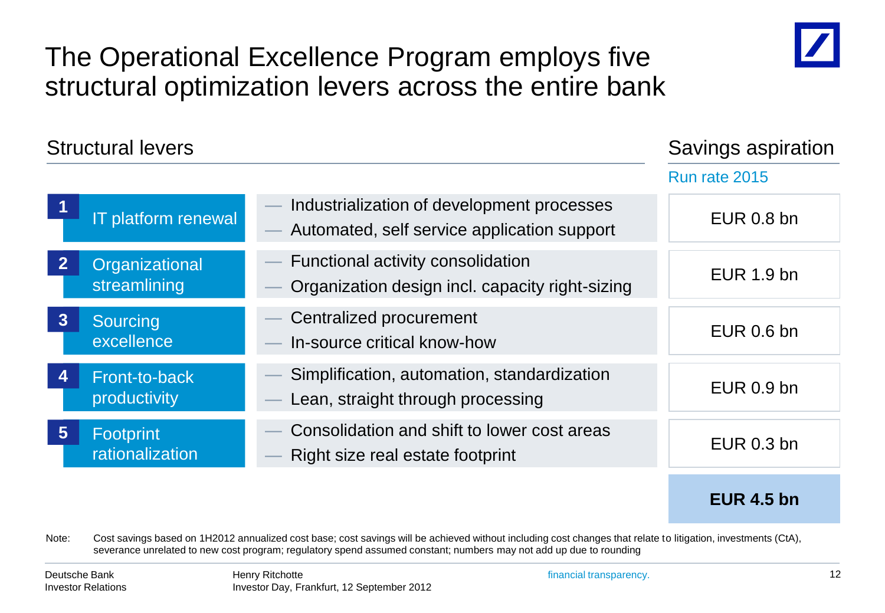# The Operational Excellence Program employs five structural optimization levers across the entire bank

| Structural levers | | Savings aspiration<br>Run rate 2015 |
|---|---|---|
| 1 IT platform renewal | — Industrialization of development processes<br>— Automated, self service application support | EUR 0.8 bn |
| 2 Organizational streamlining | — Functional activity consolidation<br>— Organization design incl. capacity right-sizing | EUR 1.9 bn |
| 3 Sourcing excellence | — Centralized procurement<br>— In-source critical know-how | EUR 0.6 bn |
| 4 Front-to-back productivity | — Simplification, automation, standardization<br>— Lean, straight through processing | EUR 0.9 bn |
| 5 Footprint rationalization | — Consolidation and shift to lower cost areas<br>— Right size real estate footprint | EUR 0.3 bn |
| | | **EUR 4.5 bn** |

Note: Cost savings based on 1H2012 annualized cost base; cost savings will be achieved without including cost changes that relate to litigation, investments (CtA), severance unrelated to new cost program; regulatory spend assumed constant; numbers may not add up due to rounding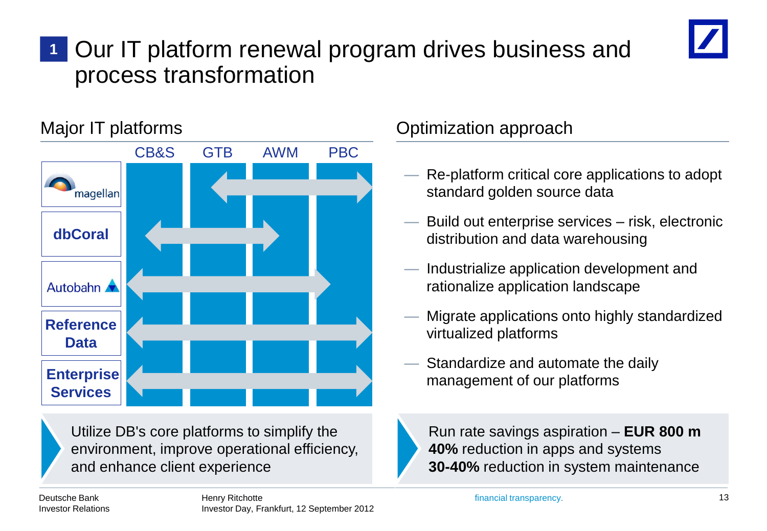# 1 Our IT platform renewal program drives business and process transformation

## Major IT platforms

| | CB&S | GTB | AWM | PBC |
|---|---|---|---|---|
| magellan | | ← | → | → |
| dbCoral | ← | → | → | |
| Autobahn | ← | → | → | → |
| Reference Data | ← | → | → | → |
| Enterprise Services | ← | → | → | → |

Utilize DB's core platforms to simplify the environment, improve operational efficiency, and enhance client experience

## Optimization approach

- Re-platform critical core applications to adopt standard golden source data
- Build out enterprise services – risk, electronic distribution and data warehousing
- Industrialize application development and rationalize application landscape
- Migrate applications onto highly standardized virtualized platforms
- Standardize and automate the daily management of our platforms

Run rate savings aspiration – **EUR 800 m**
**40%** reduction in apps and systems
**30-40%** reduction in system maintenance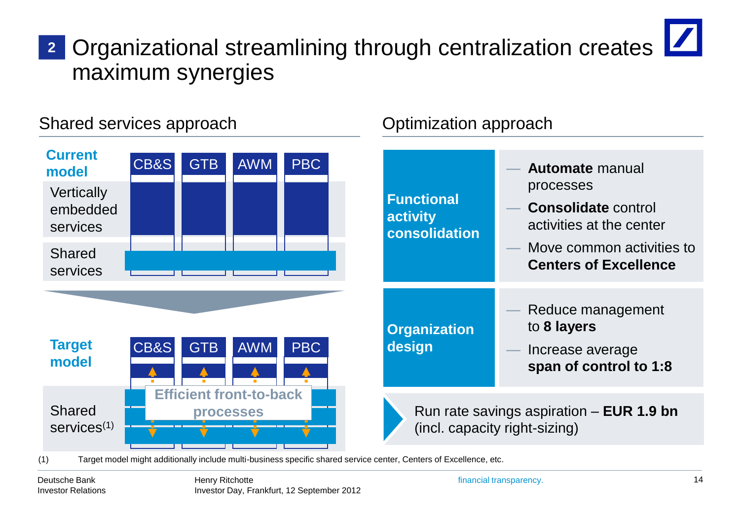# 2 Organizational streamlining through centralization creates maximum synergies

## Shared services approach

**Current model**

| | CB&S | GTB | AWM | PBC |
|---|---|---|---|---|
| Vertically embedded services | | | | |
| Shared services | | | | |

**Target model**

| | CB&S | GTB | AWM | PBC |
|---|---|---|---|---|
| Shared services(1) | Efficient front-to-back processes | | | |

## Optimization approach

**Functional activity consolidation**

- **Automate** manual processes
- **Consolidate** control activities at the center
- Move common activities to **Centers of Excellence**

**Organization design**

- Reduce management to **8 layers**
- Increase average **span of control to 1:8**

Run rate savings aspiration – **EUR 1.9 bn** (incl. capacity right-sizing)

(1) Target model might additionally include multi-business specific shared service center, Centers of Excellence, etc.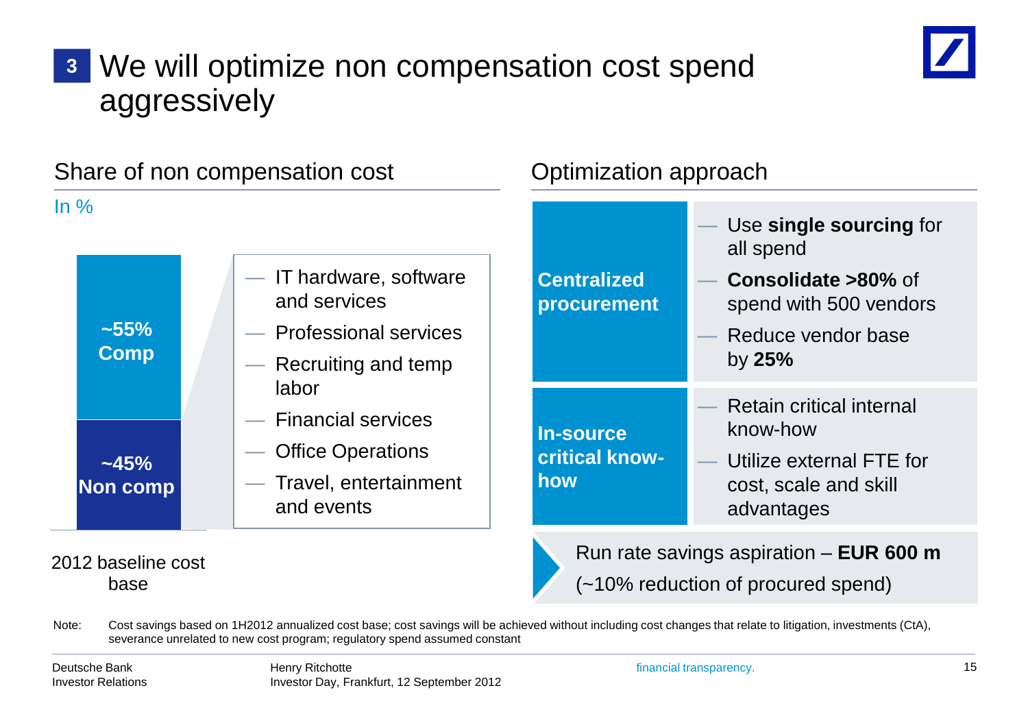# 3 We will optimize non compensation cost spend aggressively

## Share of non compensation cost

In %

| 2012 baseline cost base |
|---|
| ~55% Comp |
| ~45% Non comp |

- IT hardware, software and services
- Professional services
- Recruiting and temp labor
- Financial services
- Office Operations
- Travel, entertainment and events

## Optimization approach

| | |
|---|---|
| **Centralized procurement** | — Use **single sourcing** for all spend<br>— **Consolidate >80%** of spend with 500 vendors<br>— Reduce vendor base by **25%** |
| **In-source critical know-how** | — Retain critical internal know-how<br>— Utilize external FTE for cost, scale and skill advantages |

Run rate savings aspiration – **EUR 600 m** (~10% reduction of procured spend)

Note: Cost savings based on 1H2012 annualized cost base; cost savings will be achieved without including cost changes that relate to litigation, investments (CtA), severance unrelated to new cost program; regulatory spend assumed constant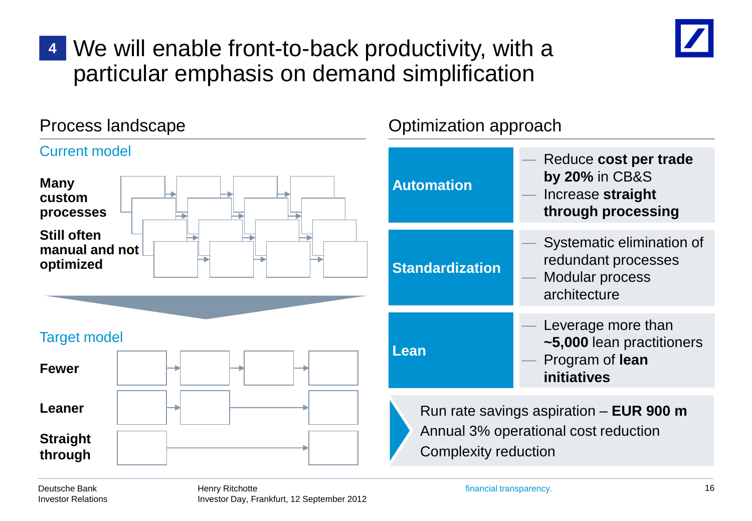# 4 We will enable front-to-back productivity, with a particular emphasis on demand simplification

## Process landscape

### Current model

**Many custom processes**

**Still often manual and not optimized**

### Target model

**Fewer**

**Leaner**

**Straight through**

## Optimization approach

| | |
|---|---|
| **Automation** | — Reduce **cost per trade by 20%** in CB&S<br>— Increase **straight through processing** |
| **Standardization** | — Systematic elimination of redundant processes<br>— Modular process architecture |
| **Lean** | — Leverage more than **~5,000** lean practitioners<br>— Program of **lean initiatives** |

Run rate savings aspiration – **EUR 900 m**

Annual 3% operational cost reduction

Complexity reduction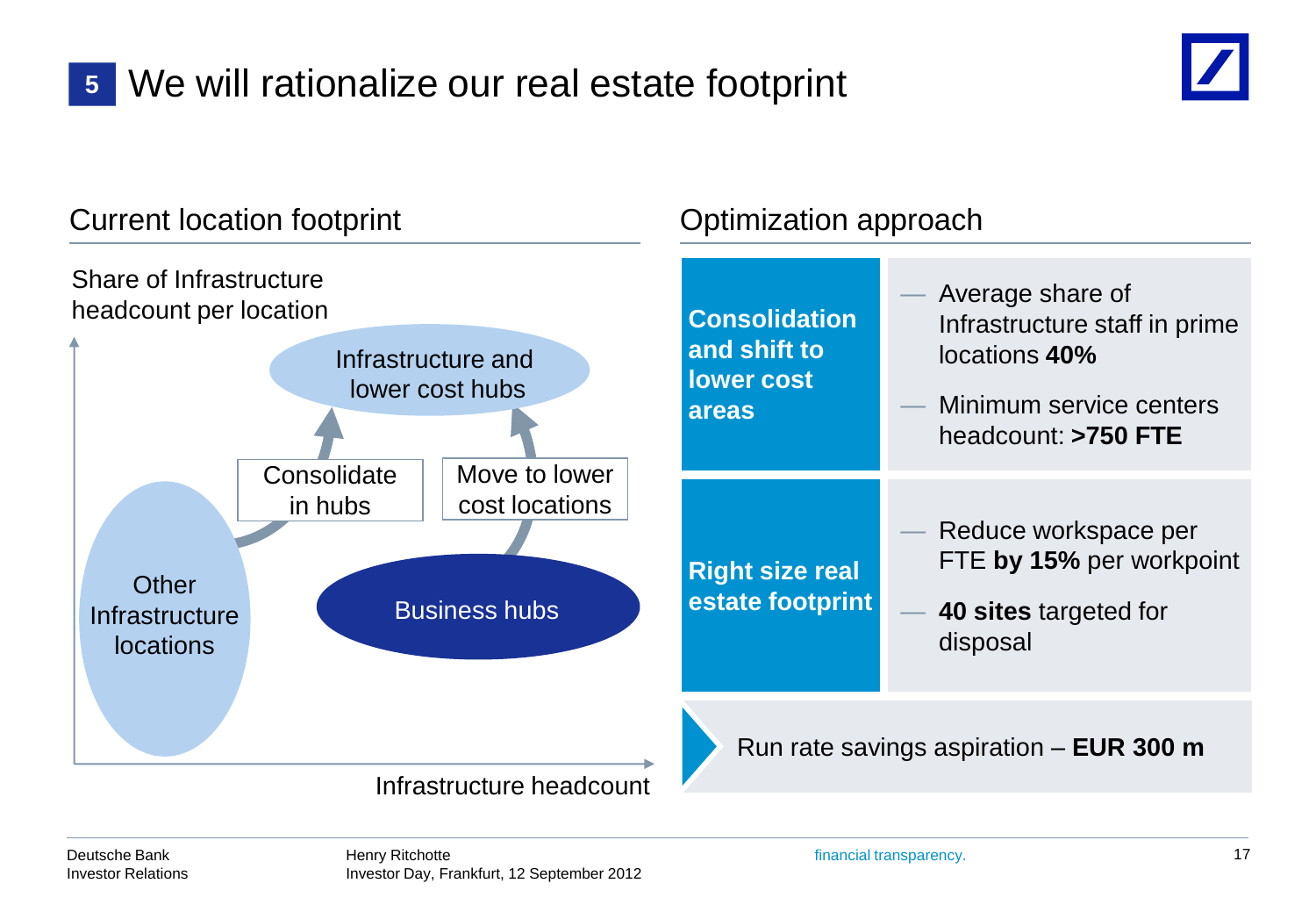# 5 We will rationalize our real estate footprint

## Current location footprint

Share of Infrastructure headcount per location

- Infrastructure and lower cost hubs
- Consolidate in hubs
- Move to lower cost locations
- Other Infrastructure locations
- Business hubs

Infrastructure headcount

## Optimization approach

| | |
|---|---|
| **Consolidation and shift to lower cost areas** | — Average share of Infrastructure staff in prime locations **40%**<br>— Minimum service centers headcount: **>750 FTE** |
| **Right size real estate footprint** | — Reduce workspace per FTE **by 15%** per workpoint<br>— **40 sites** targeted for disposal |

Run rate savings aspiration – **EUR 300 m**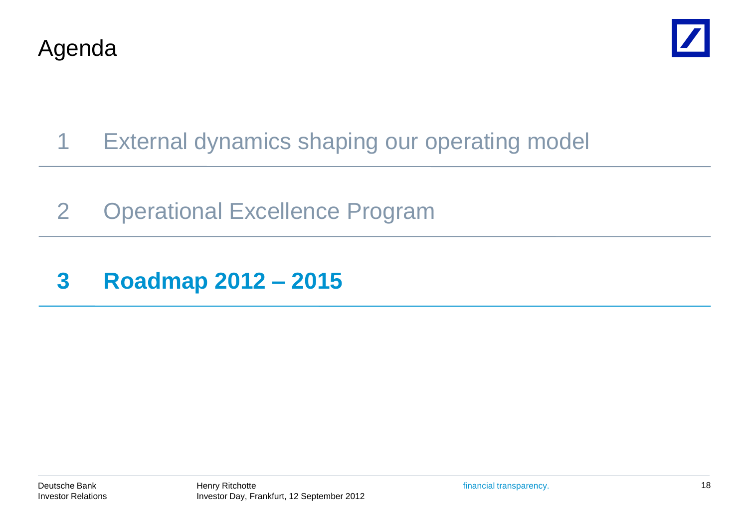# Agenda

1 External dynamics shaping our operating model

2 Operational Excellence Program

**3 Roadmap 2012 – 2015**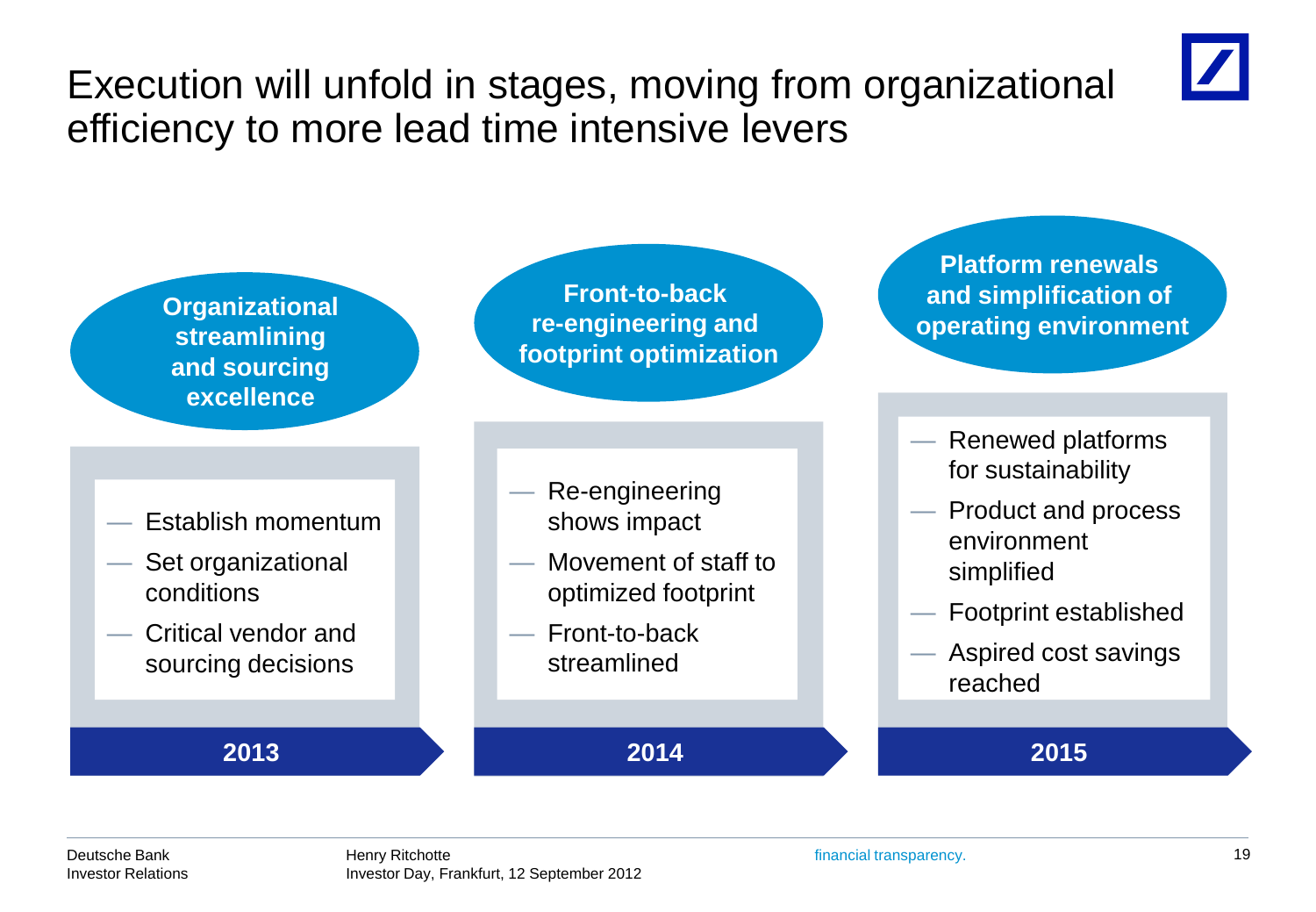# Execution will unfold in stages, moving from organizational efficiency to more lead time intensive levers

## 2013 — Organizational streamlining and sourcing excellence

- Establish momentum
- Set organizational conditions
- Critical vendor and sourcing decisions

## 2014 — Front-to-back re-engineering and footprint optimization

- Re-engineering shows impact
- Movement of staff to optimized footprint
- Front-to-back streamlined

## 2015 — Platform renewals and simplification of operating environment

- Renewed platforms for sustainability
- Product and process environment simplified
- Footprint established
- Aspired cost savings reached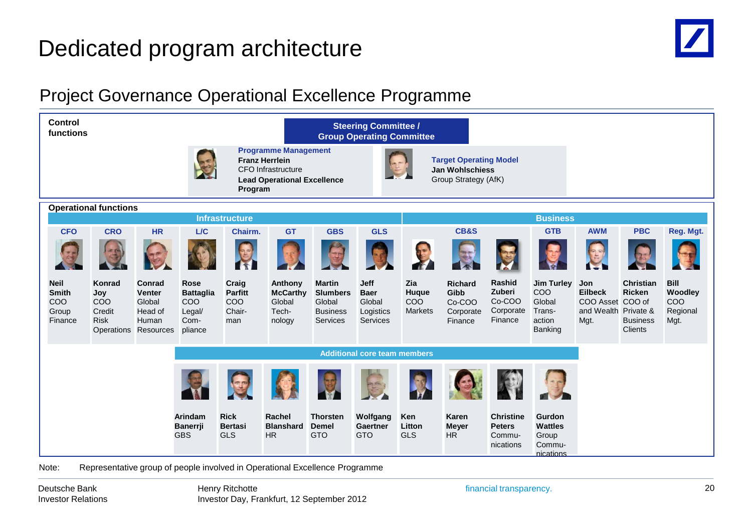# Dedicated program architecture

## Project Governance Operational Excellence Programme

**Control functions**

**Steering Committee / Group Operating Committee**

**Programme Management**
**Franz Herrlein**
CFO Infrastructure
**Lead Operational Excellence Program**

**Target Operating Model**
**Jan Wohlschiess**
Group Strategy (AfK)

**Operational functions**

| Infrastructure | | | | | | | | Business | | | | | | |
|---|---|---|---|---|---|---|---|---|---|---|---|---|---|---|
| CFO | CRO | HR | L/C | Chairm. | GT | GBS | GLS | CB&S | | | GTB | AWM | PBC | Reg. Mgt. |
| **Neil Smith** COO Group Finance | **Konrad Joy** COO Credit Risk Operations | **Conrad Venter** Global Head of Human Resources | **Rose Battaglia** COO Legal/ Com-pliance | **Craig Parfitt** COO Chair-man | **Anthony McCarthy** Global Tech-nology | **Martin Slumbers** Global Business Services | **Jeff Baer** Global Logistics Services | **Zia Huque** COO Markets | **Richard Gibb** Co-COO Corporate Finance | **Rashid Zuberi** Co-COO Corporate Finance | **Jim Turley** COO Global Trans-action Banking | **Jon Eilbeck** COO Asset and Wealth Mgt. | **Christian Ricken** COO of Private & Business Clients | **Bill Woodley** COO Regional Mgt. |

**Additional core team members**

| | | | | | | | | |
|---|---|---|---|---|---|---|---|---|
| **Arindam Banerrji** GBS | **Rick Bertasi** GLS | **Rachel Blanshard** HR | **Thorsten Demel** GTO | **Wolfgang Gaertner** GTO | **Ken Litton** GLS | **Karen Meyer** HR | **Christine Peters** Commu-nications | **Gurdon Wattles** Group Commu-nications |

Note: Representative group of people involved in Operational Excellence Programme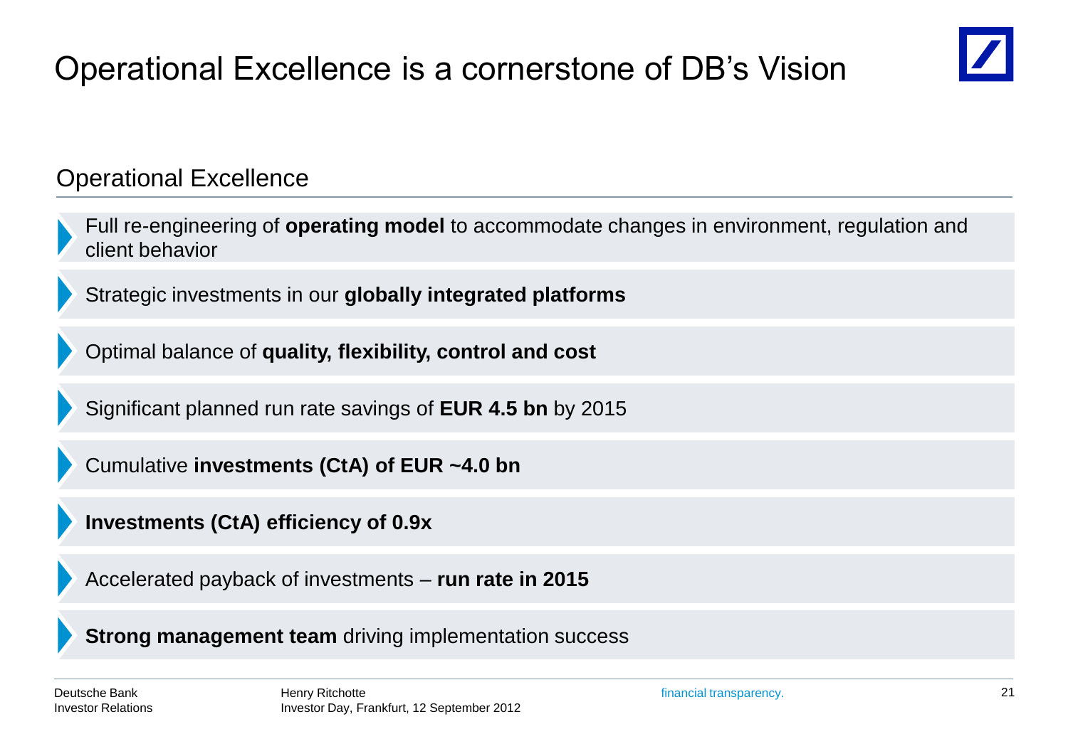# Operational Excellence is a cornerstone of DB's Vision

## Operational Excellence

- Full re-engineering of **operating model** to accommodate changes in environment, regulation and client behavior
- Strategic investments in our **globally integrated platforms**
- Optimal balance of **quality, flexibility, control and cost**
- Significant planned run rate savings of **EUR 4.5 bn** by 2015
- Cumulative **investments (CtA) of EUR ~4.0 bn**
- **Investments (CtA) efficiency of 0.9x**
- Accelerated payback of investments – **run rate in 2015**
- **Strong management team** driving implementation success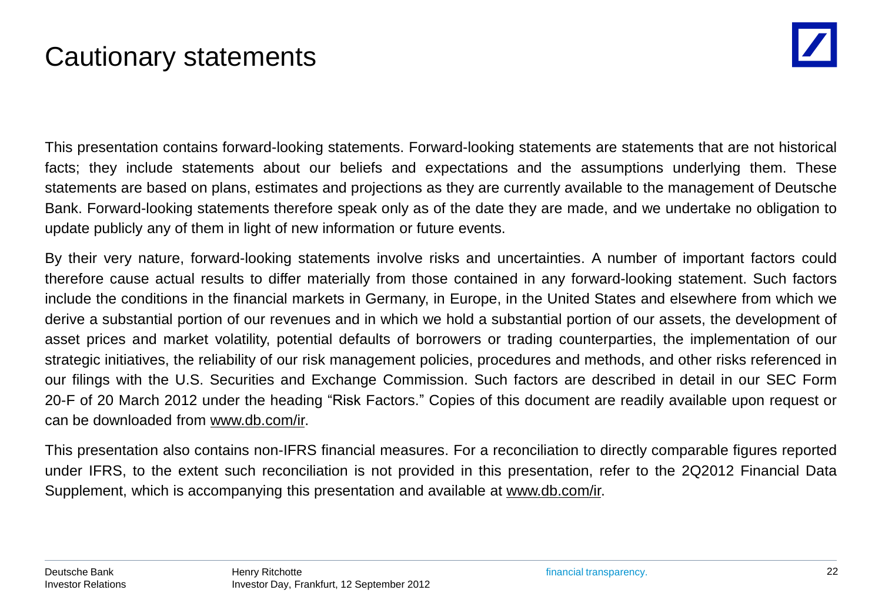# Cautionary statements

This presentation contains forward-looking statements. Forward-looking statements are statements that are not historical facts; they include statements about our beliefs and expectations and the assumptions underlying them. These statements are based on plans, estimates and projections as they are currently available to the management of Deutsche Bank. Forward-looking statements therefore speak only as of the date they are made, and we undertake no obligation to update publicly any of them in light of new information or future events.

By their very nature, forward-looking statements involve risks and uncertainties. A number of important factors could therefore cause actual results to differ materially from those contained in any forward-looking statement. Such factors include the conditions in the financial markets in Germany, in Europe, in the United States and elsewhere from which we derive a substantial portion of our revenues and in which we hold a substantial portion of our assets, the development of asset prices and market volatility, potential defaults of borrowers or trading counterparties, the implementation of our strategic initiatives, the reliability of our risk management policies, procedures and methods, and other risks referenced in our filings with the U.S. Securities and Exchange Commission. Such factors are described in detail in our SEC Form 20-F of 20 March 2012 under the heading "Risk Factors." Copies of this document are readily available upon request or can be downloaded from www.db.com/ir.

This presentation also contains non-IFRS financial measures. For a reconciliation to directly comparable figures reported under IFRS, to the extent such reconciliation is not provided in this presentation, refer to the 2Q2012 Financial Data Supplement, which is accompanying this presentation and available at www.db.com/ir.